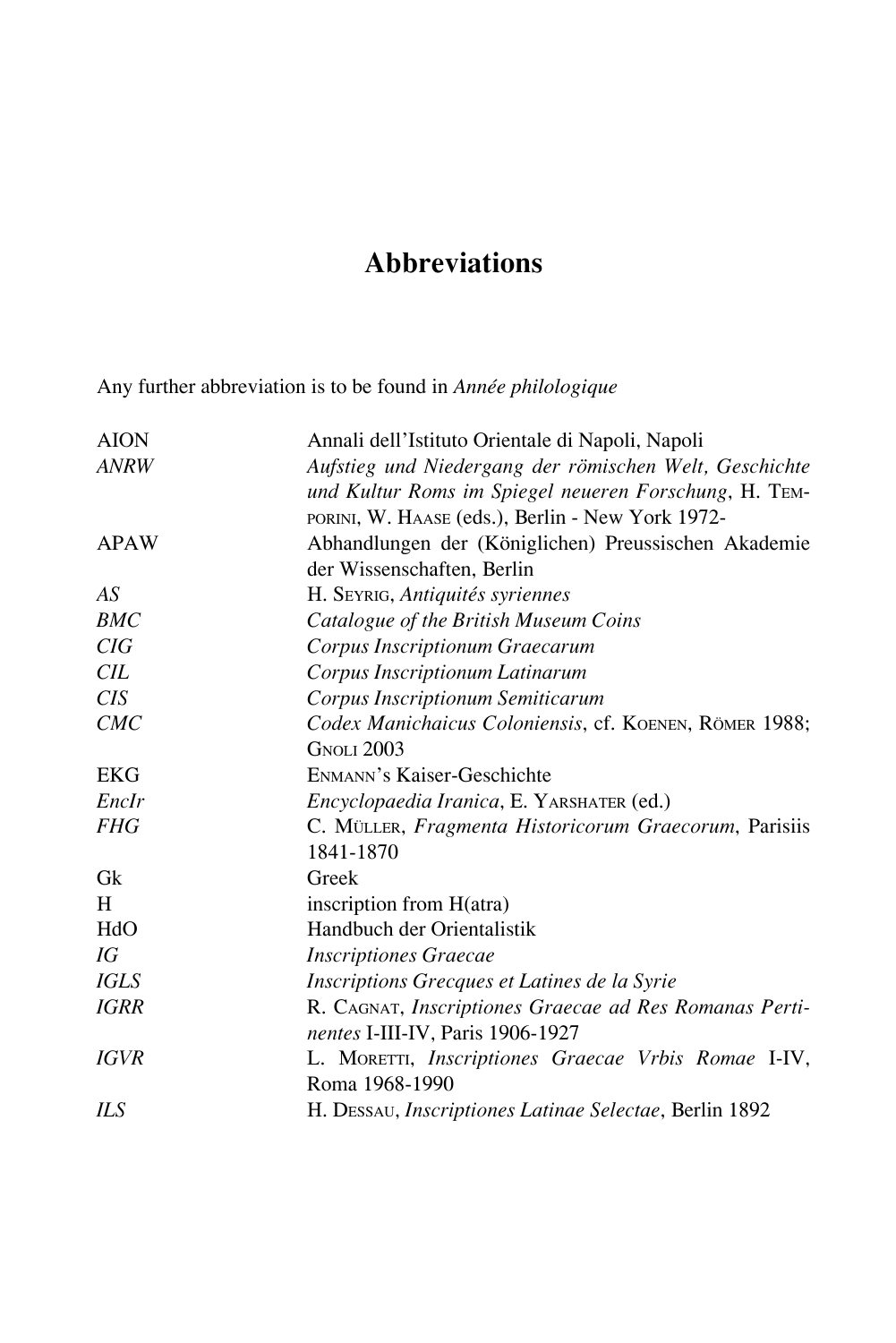# Abbreviations

Any further abbreviation is to be found in *Année philologique*

| | |
|---|---|
| AION | Annali dell'Istituto Orientale di Napoli, Napoli |
| *ANRW* | *Aufstieg und Niedergang der römischen Welt, Geschichte und Kultur Roms im Spiegel neueren Forschung*, H. Temporini, W. Haase (eds.), Berlin - New York 1972- |
| APAW | Abhandlungen der (Königlichen) Preussischen Akademie der Wissenschaften, Berlin |
| *AS* | H. Seyrig, *Antiquités syriennes* |
| *BMC* | *Catalogue of the British Museum Coins* |
| *CIG* | *Corpus Inscriptionum Graecarum* |
| *CIL* | *Corpus Inscriptionum Latinarum* |
| *CIS* | *Corpus Inscriptionum Semiticarum* |
| *CMC* | *Codex Manichaicus Coloniensis*, cf. Koenen, Römer 1988; Gnoli 2003 |
| EKG | Enmann's Kaiser-Geschichte |
| *EncIr* | *Encyclopaedia Iranica*, E. Yarshater (ed.) |
| *FHG* | C. Müller, *Fragmenta Historicorum Graecorum*, Parisiis 1841-1870 |
| Gk | Greek |
| H | inscription from H(atra) |
| HdO | Handbuch der Orientalistik |
| *IG* | *Inscriptiones Graecae* |
| *IGLS* | *Inscriptions Grecques et Latines de la Syrie* |
| *IGRR* | R. Cagnat, *Inscriptiones Graecae ad Res Romanas Pertinentes* I-III-IV, Paris 1906-1927 |
| *IGVR* | L. Moretti, *Inscriptiones Graecae Vrbis Romae* I-IV, Roma 1968-1990 |
| *ILS* | H. Dessau, *Inscriptiones Latinae Selectae*, Berlin 1892 |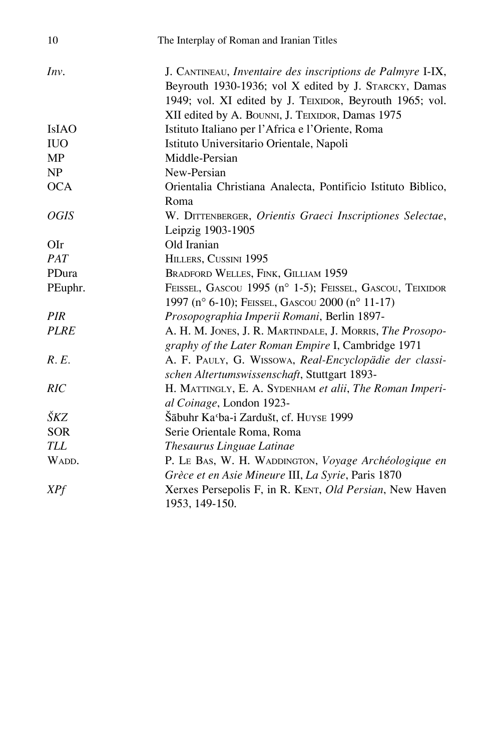| | |
|---|---|
| *Inv*. | J. Cantineau, *Inventaire des inscriptions de Palmyre* I-IX, Beyrouth 1930-1936; vol X edited by J. Starcky, Damas 1949; vol. XI edited by J. Teixidor, Beyrouth 1965; vol. XII edited by A. Bounni, J. Teixidor, Damas 1975 |
| IsIAO | Istituto Italiano per l'Africa e l'Oriente, Roma |
| IUO | Istituto Universitario Orientale, Napoli |
| MP | Middle-Persian |
| NP | New-Persian |
| OCA | Orientalia Christiana Analecta, Pontificio Istituto Biblico, Roma |
| *OGIS* | W. Dittenberger, *Orientis Graeci Inscriptiones Selectae*, Leipzig 1903-1905 |
| OIr | Old Iranian |
| *PAT* | Hillers, Cussini 1995 |
| PDura | Bradford Welles, Fink, Gilliam 1959 |
| PEuphr. | Feissel, Gascou 1995 (n° 1-5); Feissel, Gascou, Teixidor 1997 (n° 6-10); Feissel, Gascou 2000 (n° 11-17) |
| *PIR* | *Prosopographia Imperii Romani*, Berlin 1897- |
| *PLRE* | A. H. M. Jones, J. R. Martindale, J. Morris, *The Prosopography of the Later Roman Empire* I, Cambridge 1971 |
| *R. E.* | A. F. Pauly, G. Wissowa, *Real-Encyclopädie der classischen Altertumswissenschaft*, Stuttgart 1893- |
| *RIC* | H. Mattingly, E. A. Sydenham *et alii*, *The Roman Imperial Coinage*, London 1923- |
| *ŠKZ* | Šābuhr Kaʿba-i Zardušt, cf. Huyse 1999 |
| SOR | Serie Orientale Roma, Roma |
| *TLL* | *Thesaurus Linguae Latinae* |
| Wadd. | P. Le Bas, W. H. Waddington, *Voyage Archéologique en Grèce et en Asie Mineure* III, *La Syrie*, Paris 1870 |
| *XPf* | Xerxes Persepolis F, in R. Kent, *Old Persian*, New Haven 1953, 149-150. |